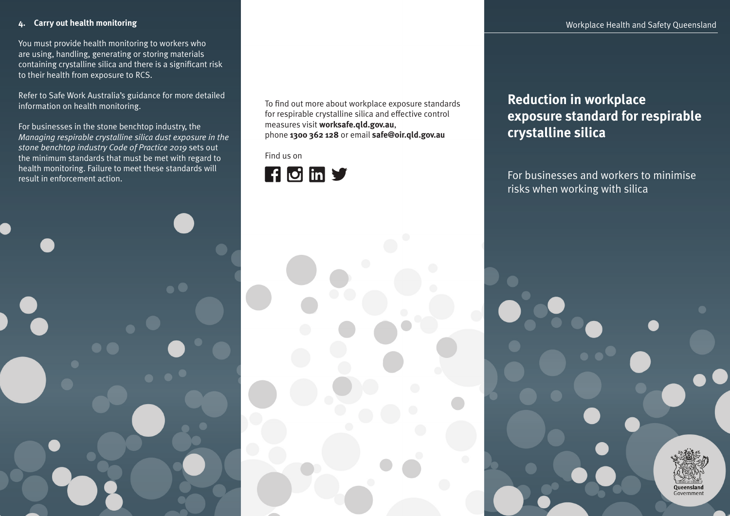### 4. Carry out health monitoring

You must provide health monitoring to workers who are using, handling, generating or storing materials containing crystalline silica and there is a significant risk to their health from exposure to RCS.

Refer to Safe Work Australia's guidance for more detailed information on health monitoring.

For businesses in the stone benchtop industry, the *Managing respirable crystalline silica dust exposure in the stone benchtop industry Code of Practice 2019* sets out the minimum standards that must be met with regard to health monitoring. Failure to meet these standards will result in enforcement action.

To find out more about workplace exposure standards for respirable crystalline silica and effective control measures visit **worksafe.qld.gov.au**, phone **1300 362 128** or email **safe@oir.qld.gov.au**

Find us on

Workplace Health and Safety Queensland

# Reduction in workplace exposure standard for respirable crystalline silica

For businesses and workers to minimise risks when working with silica

Queensland Government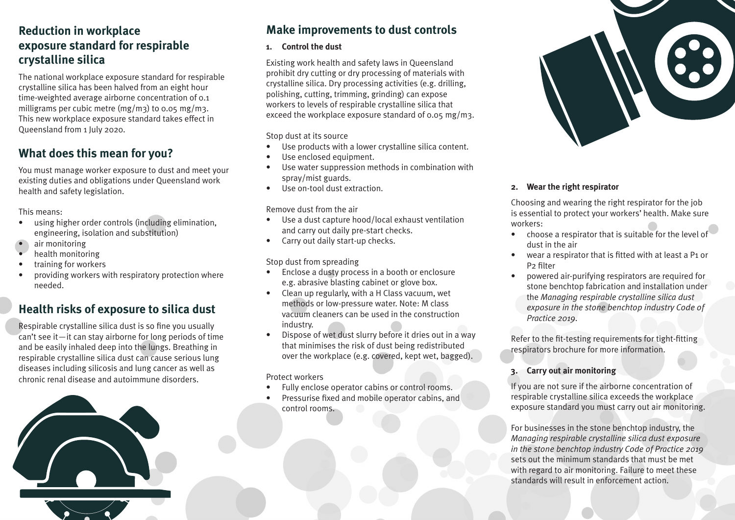## Reduction in workplace exposure standard for respirable crystalline silica

The national workplace exposure standard for respirable crystalline silica has been halved from an eight hour time-weighted average airborne concentration of 0.1 milligrams per cubic metre (mg/m3) to 0.05 mg/m3. This new workplace exposure standard takes effect in Queensland from 1 July 2020.

## What does this mean for you?

You must manage worker exposure to dust and meet your existing duties and obligations under Queensland work health and safety legislation.

This means:

- using higher order controls (including elimination, engineering, isolation and substitution)
- air monitoring
- health monitoring
- training for workers
- providing workers with respiratory protection where needed.

## Health risks of exposure to silica dust

Respirable crystalline silica dust is so fine you usually can't see it—it can stay airborne for long periods of time and be easily inhaled deep into the lungs. Breathing in respirable crystalline silica dust can cause serious lung diseases including silicosis and lung cancer as well as chronic renal disease and autoimmune disorders.

## Make improvements to dust controls

### 1. Control the dust

Existing work health and safety laws in Queensland prohibit dry cutting or dry processing of materials with crystalline silica. Dry processing activities (e.g. drilling, polishing, cutting, trimming, grinding) can expose workers to levels of respirable crystalline silica that exceed the workplace exposure standard of 0.05 mg/m3.

Stop dust at its source

- Use products with a lower crystalline silica content.
- Use enclosed equipment.
- Use water suppression methods in combination with spray/mist guards.
- Use on-tool dust extraction.

Remove dust from the air

- Use a dust capture hood/local exhaust ventilation and carry out daily pre-start checks.
- Carry out daily start-up checks.

Stop dust from spreading

- Enclose a dusty process in a booth or enclosure e.g. abrasive blasting cabinet or glove box.
- Clean up regularly, with a H Class vacuum, wet methods or low-pressure water. Note: M class vacuum cleaners can be used in the construction industry.
- Dispose of wet dust slurry before it dries out in a way that minimises the risk of dust being redistributed over the workplace (e.g. covered, kept wet, bagged).

Protect workers

- Fully enclose operator cabins or control rooms.
- Pressurise fixed and mobile operator cabins, and control rooms.

### 2. Wear the right respirator

Choosing and wearing the right respirator for the job is essential to protect your workers' health. Make sure workers:

- choose a respirator that is suitable for the level of dust in the air
- wear a respirator that is fitted with at least a P1 or P2 filter
- powered air-purifying respirators are required for stone benchtop fabrication and installation under the *Managing respirable crystalline silica dust exposure in the stone benchtop industry Code of Practice 2019*.

Refer to the fit-testing requirements for tight-fitting respirators brochure for more information.

### 3. Carry out air monitoring

If you are not sure if the airborne concentration of respirable crystalline silica exceeds the workplace exposure standard you must carry out air monitoring.

For businesses in the stone benchtop industry, the *Managing respirable crystalline silica dust exposure in the stone benchtop industry Code of Practice 2019* sets out the minimum standards that must be met with regard to air monitoring. Failure to meet these standards will result in enforcement action.